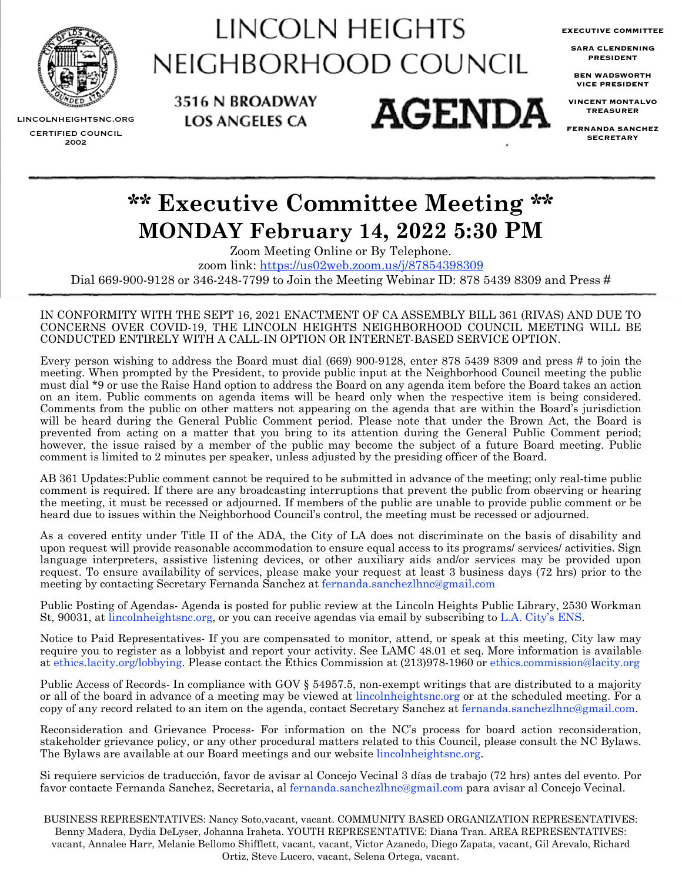LINCOLNHEIGHTSNC.ORG

CERTIFIED COUNCIL 2002

# LINCOLN HEIGHTS NEIGHBORHOOD COUNCIL

3516 N BROADWAY
LOS ANGELES CA

# AGENDA

EXECUTIVE COMMITTEE

SARA CLENDENING
PRESIDENT

BEN WADSWORTH
VICE PRESIDENT

VINCENT MONTALVO
TREASURER

FERNANDA SANCHEZ
SECRETARY

---

## ** Executive Committee Meeting **
## MONDAY February 14, 2022 5:30 PM

Zoom Meeting Online or By Telephone.
zoom link: https://us02web.zoom.us/j/87854398309
Dial 669-900-9128 or 346-248-7799 to Join the Meeting Webinar ID: 878 5439 8309 and Press #

---

IN CONFORMITY WITH THE SEPT 16, 2021 ENACTMENT OF CA ASSEMBLY BILL 361 (RIVAS) AND DUE TO CONCERNS OVER COVID-19, THE LINCOLN HEIGHTS NEIGHBORHOOD COUNCIL MEETING WILL BE CONDUCTED ENTIRELY WITH A CALL-IN OPTION OR INTERNET-BASED SERVICE OPTION.

Every person wishing to address the Board must dial (669) 900-9128, enter 878 5439 8309 and press # to join the meeting. When prompted by the President, to provide public input at the Neighborhood Council meeting the public must dial *9 or use the Raise Hand option to address the Board on any agenda item before the Board takes an action on an item. Public comments on agenda items will be heard only when the respective item is being considered. Comments from the public on other matters not appearing on the agenda that are within the Board's jurisdiction will be heard during the General Public Comment period. Please note that under the Brown Act, the Board is prevented from acting on a matter that you bring to its attention during the General Public Comment period; however, the issue raised by a member of the public may become the subject of a future Board meeting. Public comment is limited to 2 minutes per speaker, unless adjusted by the presiding officer of the Board.

AB 361 Updates:Public comment cannot be required to be submitted in advance of the meeting; only real-time public comment is required. If there are any broadcasting interruptions that prevent the public from observing or hearing the meeting, it must be recessed or adjourned. If members of the public are unable to provide public comment or be heard due to issues within the Neighborhood Council's control, the meeting must be recessed or adjourned.

As a covered entity under Title II of the ADA, the City of LA does not discriminate on the basis of disability and upon request will provide reasonable accommodation to ensure equal access to its programs/ services/ activities. Sign language interpreters, assistive listening devices, or other auxiliary aids and/or services may be provided upon request. To ensure availability of services, please make your request at least 3 business days (72 hrs) prior to the meeting by contacting Secretary Fernanda Sanchez at fernanda.sanchezlhnc@gmail.com

Public Posting of Agendas- Agenda is posted for public review at the Lincoln Heights Public Library, 2530 Workman St, 90031, at lincolnheightsnc.org, or you can receive agendas via email by subscribing to L.A. City's ENS.

Notice to Paid Representatives- If you are compensated to monitor, attend, or speak at this meeting, City law may require you to register as a lobbyist and report your activity. See LAMC 48.01 et seq. More information is available at ethics.lacity.org/lobbying. Please contact the Ethics Commission at (213)978-1960 or ethics.commission@lacity.org

Public Access of Records- In compliance with GOV § 54957.5, non-exempt writings that are distributed to a majority or all of the board in advance of a meeting may be viewed at lincolnheightsnc.org or at the scheduled meeting. For a copy of any record related to an item on the agenda, contact Secretary Sanchez at fernanda.sanchezlhnc@gmail.com.

Reconsideration and Grievance Process- For information on the NC's process for board action reconsideration, stakeholder grievance policy, or any other procedural matters related to this Council, please consult the NC Bylaws. The Bylaws are available at our Board meetings and our website lincolnheightsnc.org.

Si requiere servicios de traducción, favor de avisar al Concejo Vecinal 3 días de trabajo (72 hrs) antes del evento. Por favor contacte Fernanda Sanchez, Secretaria, al fernanda.sanchezlhnc@gmail.com para avisar al Concejo Vecinal.

BUSINESS REPRESENTATIVES: Nancy Soto,vacant, vacant. COMMUNITY BASED ORGANIZATION REPRESENTATIVES: Benny Madera, Dydia DeLyser, Johanna Iraheta. YOUTH REPRESENTATIVE: Diana Tran. AREA REPRESENTATIVES: vacant, Annalee Harr, Melanie Bellomo Shifflett, vacant, vacant, Victor Azanedo, Diego Zapata, vacant, Gil Arevalo, Richard Ortiz, Steve Lucero, vacant, Selena Ortega, vacant.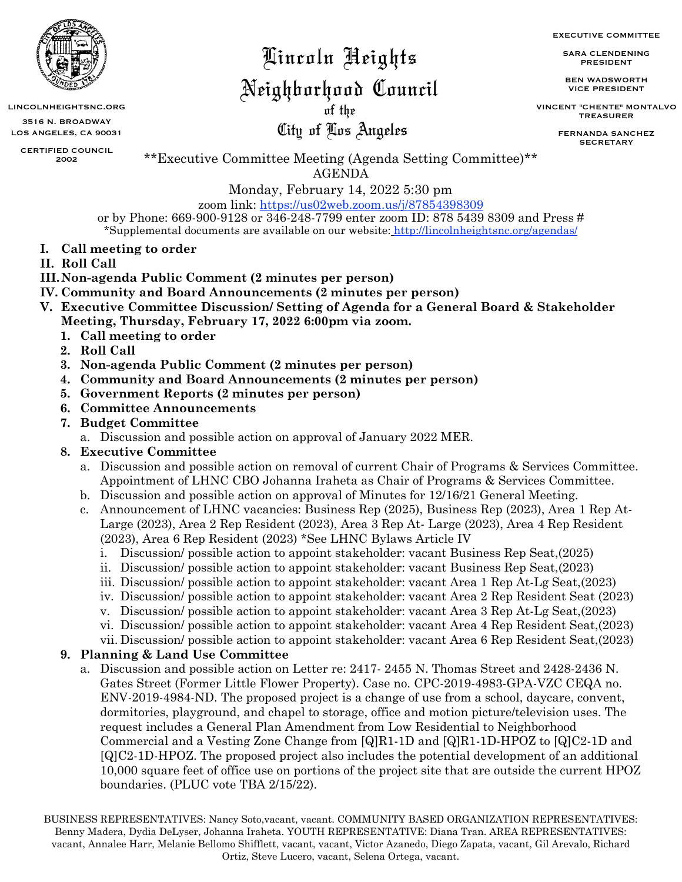LINCOLNHEIGHTSNC.ORG

3516 N. BROADWAY
LOS ANGELES, CA 90031

CERTIFIED COUNCIL
2002

# Lincoln Heights Neighborhood Council of the City of Los Angeles

EXECUTIVE COMMITTEE

SARA CLENDENING
PRESIDENT

BEN WADSWORTH
VICE PRESIDENT

VINCENT "CHENTE" MONTALVO
TREASURER

FERNANDA SANCHEZ
SECRETARY

**Executive Committee Meeting (Agenda Setting Committee)**
AGENDA
Monday, February 14, 2022 5:30 pm
zoom link: https://us02web.zoom.us/j/87854398309
or by Phone: 669-900-9128 or 346-248-7799 enter zoom ID: 878 5439 8309 and Press #
*Supplemental documents are available on our website: http://lincolnheightsnc.org/agendas/

I. **Call meeting to order**
II. **Roll Call**
III. **Non-agenda Public Comment (2 minutes per person)**
IV. **Community and Board Announcements (2 minutes per person)**
V. **Executive Committee Discussion/ Setting of Agenda for a General Board & Stakeholder Meeting, Thursday, February 17, 2022 6:00pm via zoom.**
   1. **Call meeting to order**
   2. **Roll Call**
   3. **Non-agenda Public Comment (2 minutes per person)**
   4. **Community and Board Announcements (2 minutes per person)**
   5. **Government Reports (2 minutes per person)**
   6. **Committee Announcements**
   7. **Budget Committee**
      a. Discussion and possible action on approval of January 2022 MER.
   8. **Executive Committee**
      a. Discussion and possible action on removal of current Chair of Programs & Services Committee. Appointment of LHNC CBO Johanna Iraheta as Chair of Programs & Services Committee.
      b. Discussion and possible action on approval of Minutes for 12/16/21 General Meeting.
      c. Announcement of LHNC vacancies: Business Rep (2025), Business Rep (2023), Area 1 Rep At-Large (2023), Area 2 Rep Resident (2023), Area 3 Rep At- Large (2023), Area 4 Rep Resident (2023), Area 6 Rep Resident (2023) *See LHNC Bylaws Article IV
         i. Discussion/ possible action to appoint stakeholder: vacant Business Rep Seat,(2025)
         ii. Discussion/ possible action to appoint stakeholder: vacant Business Rep Seat,(2023)
         iii. Discussion/ possible action to appoint stakeholder: vacant Area 1 Rep At-Lg Seat,(2023)
         iv. Discussion/ possible action to appoint stakeholder: vacant Area 2 Rep Resident Seat (2023)
         v. Discussion/ possible action to appoint stakeholder: vacant Area 3 Rep At-Lg Seat,(2023)
         vi. Discussion/ possible action to appoint stakeholder: vacant Area 4 Rep Resident Seat,(2023)
         vii. Discussion/ possible action to appoint stakeholder: vacant Area 6 Rep Resident Seat,(2023)
   9. **Planning & Land Use Committee**
      a. Discussion and possible action on Letter re: 2417- 2455 N. Thomas Street and 2428-2436 N. Gates Street (Former Little Flower Property). Case no. CPC-2019-4983-GPA-VZC CEQA no. ENV-2019-4984-ND. The proposed project is a change of use from a school, daycare, convent, dormitories, playground, and chapel to storage, office and motion picture/television uses. The request includes a General Plan Amendment from Low Residential to Neighborhood Commercial and a Vesting Zone Change from [Q]R1-1D and [Q]R1-1D-HPOZ to [Q]C2-1D and [Q]C2-1D-HPOZ. The proposed project also includes the potential development of an additional 10,000 square feet of office use on portions of the project site that are outside the current HPOZ boundaries. (PLUC vote TBA 2/15/22).

BUSINESS REPRESENTATIVES: Nancy Soto,vacant, vacant. COMMUNITY BASED ORGANIZATION REPRESENTATIVES: Benny Madera, Dydia DeLyser, Johanna Iraheta. YOUTH REPRESENTATIVE: Diana Tran. AREA REPRESENTATIVES: vacant, Annalee Harr, Melanie Bellomo Shifflett, vacant, vacant, Victor Azanedo, Diego Zapata, vacant, Gil Arevalo, Richard Ortiz, Steve Lucero, vacant, Selena Ortega, vacant.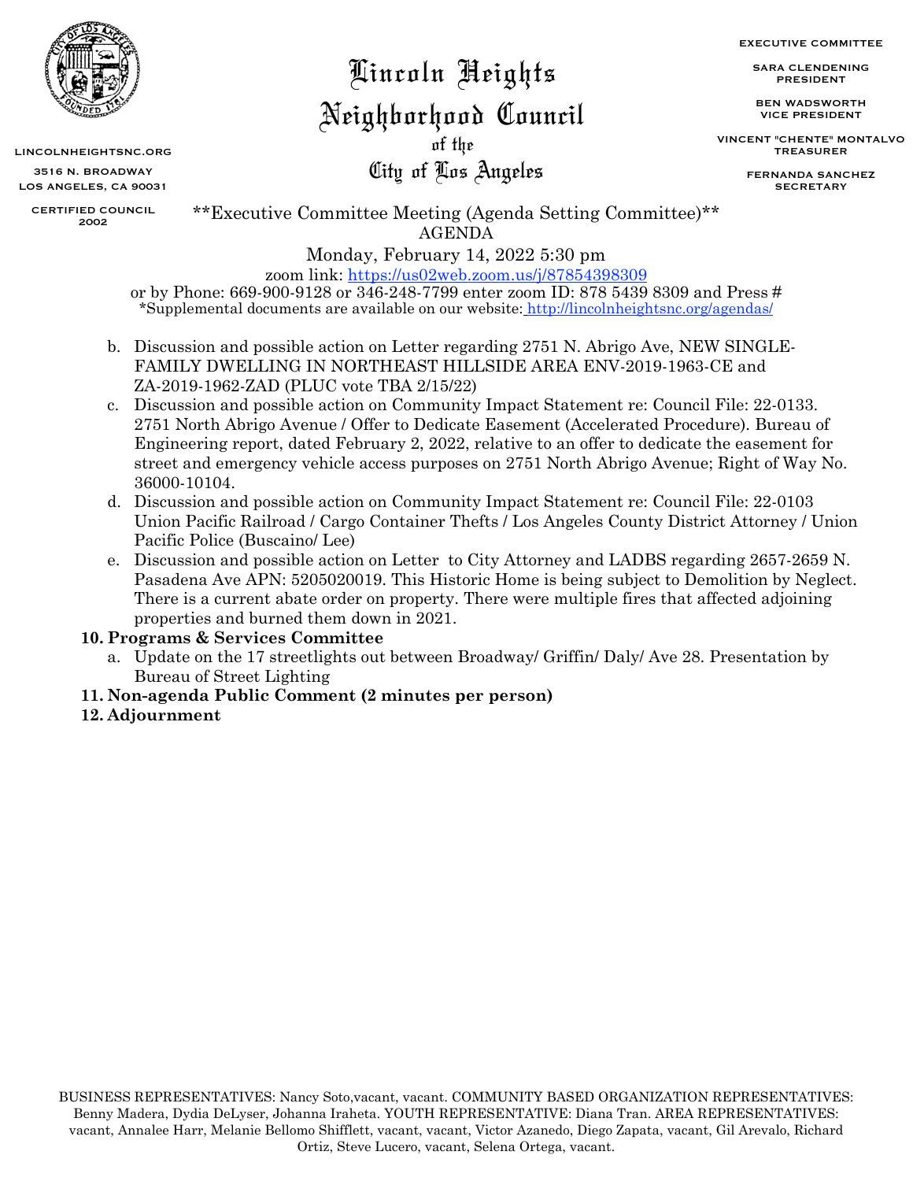Lincoln Heights Neighborhood Council of the City of Los Angeles

LINCOLNHEIGHTSNC.ORG
3516 N. BROADWAY
LOS ANGELES, CA 90031

CERTIFIED COUNCIL 2002

EXECUTIVE COMMITTEE
SARA CLENDENING, PRESIDENT
BEN WADSWORTH, VICE PRESIDENT
VINCENT "CHENTE" MONTALVO, TREASURER
FERNANDA SANCHEZ, SECRETARY

**Executive Committee Meeting (Agenda Setting Committee)**
AGENDA
Monday, February 14, 2022 5:30 pm
zoom link: https://us02web.zoom.us/j/87854398309
or by Phone: 669-900-9128 or 346-248-7799 enter zoom ID: 878 5439 8309 and Press #
*Supplemental documents are available on our website: http://lincolnheightsnc.org/agendas/

   b. Discussion and possible action on Letter regarding 2751 N. Abrigo Ave, NEW SINGLE-FAMILY DWELLING IN NORTHEAST HILLSIDE AREA ENV-2019-1963-CE and ZA-2019-1962-ZAD (PLUC vote TBA 2/15/22)
   c. Discussion and possible action on Community Impact Statement re: Council File: 22-0133. 2751 North Abrigo Avenue / Offer to Dedicate Easement (Accelerated Procedure). Bureau of Engineering report, dated February 2, 2022, relative to an offer to dedicate the easement for street and emergency vehicle access purposes on 2751 North Abrigo Avenue; Right of Way No. 36000-10104.
   d. Discussion and possible action on Community Impact Statement re: Council File: 22-0103 Union Pacific Railroad / Cargo Container Thefts / Los Angeles County District Attorney / Union Pacific Police (Buscaino/ Lee)
   e. Discussion and possible action on Letter to City Attorney and LADBS regarding 2657-2659 N. Pasadena Ave APN: 5205020019. This Historic Home is being subject to Demolition by Neglect. There is a current abate order on property. There were multiple fires that affected adjoining properties and burned them down in 2021.

10. **Programs & Services Committee**
    a. Update on the 17 streetlights out between Broadway/ Griffin/ Daly/ Ave 28. Presentation by Bureau of Street Lighting
11. **Non-agenda Public Comment (2 minutes per person)**
12. **Adjournment**

BUSINESS REPRESENTATIVES: Nancy Soto,vacant, vacant. COMMUNITY BASED ORGANIZATION REPRESENTATIVES: Benny Madera, Dydia DeLyser, Johanna Iraheta. YOUTH REPRESENTATIVE: Diana Tran. AREA REPRESENTATIVES: vacant, Annalee Harr, Melanie Bellomo Shifflett, vacant, vacant, Victor Azanedo, Diego Zapata, vacant, Gil Arevalo, Richard Ortiz, Steve Lucero, vacant, Selena Ortega, vacant.